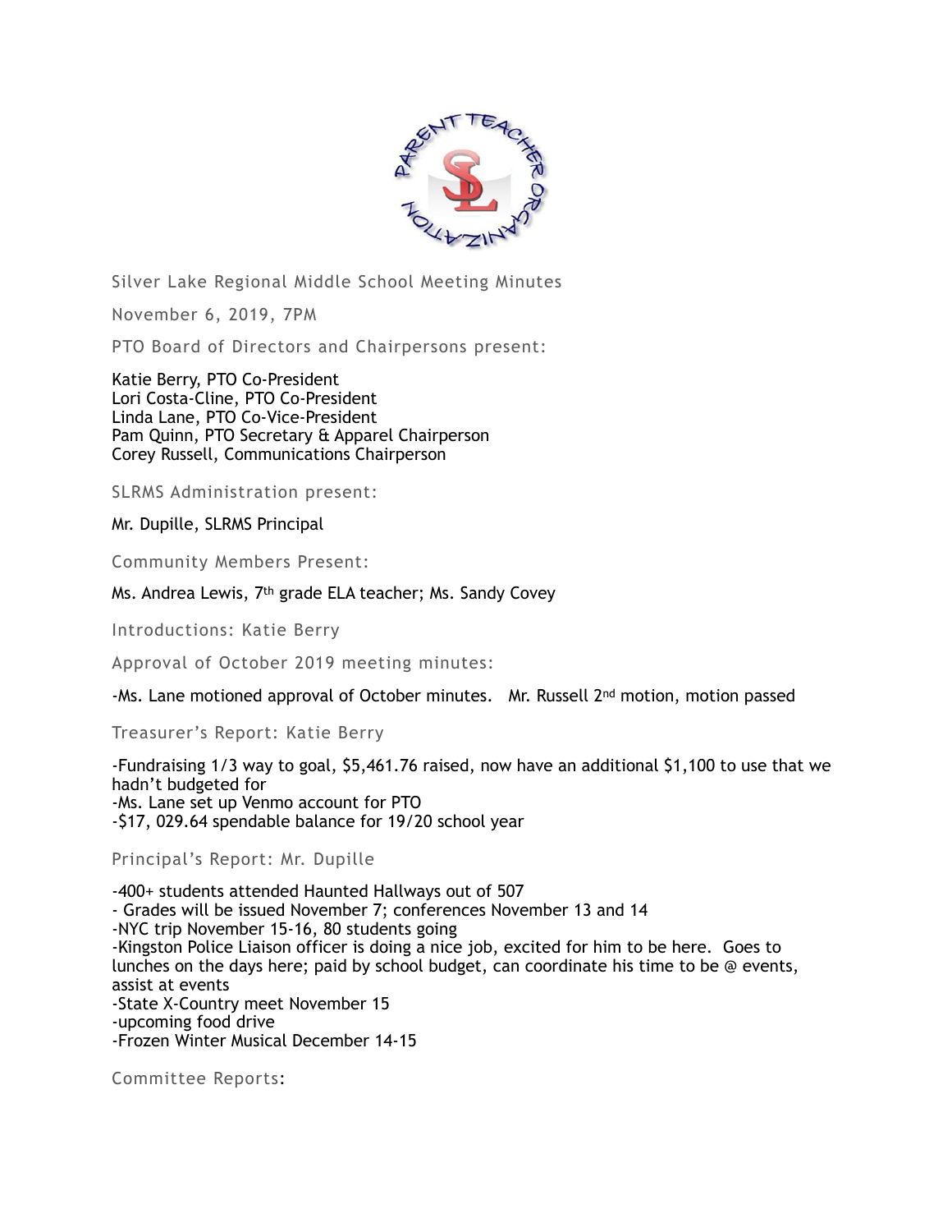Silver Lake Regional Middle School Meeting Minutes

November 6, 2019, 7PM

PTO Board of Directors and Chairpersons present:

Katie Berry, PTO Co-President
Lori Costa-Cline, PTO Co-President
Linda Lane, PTO Co-Vice-President
Pam Quinn, PTO Secretary & Apparel Chairperson
Corey Russell, Communications Chairperson

SLRMS Administration present:

Mr. Dupille, SLRMS Principal

Community Members Present:

Ms. Andrea Lewis, 7th grade ELA teacher; Ms. Sandy Covey

Introductions: Katie Berry

Approval of October 2019 meeting minutes:

-Ms. Lane motioned approval of October minutes. Mr. Russell 2nd motion, motion passed

Treasurer's Report: Katie Berry

-Fundraising 1/3 way to goal, $5,461.76 raised, now have an additional $1,100 to use that we hadn't budgeted for
-Ms. Lane set up Venmo account for PTO
-$17, 029.64 spendable balance for 19/20 school year

Principal's Report: Mr. Dupille

-400+ students attended Haunted Hallways out of 507
- Grades will be issued November 7; conferences November 13 and 14
-NYC trip November 15-16, 80 students going
-Kingston Police Liaison officer is doing a nice job, excited for him to be here. Goes to lunches on the days here; paid by school budget, can coordinate his time to be @ events, assist at events
-State X-Country meet November 15
-upcoming food drive
-Frozen Winter Musical December 14-15

Committee Reports: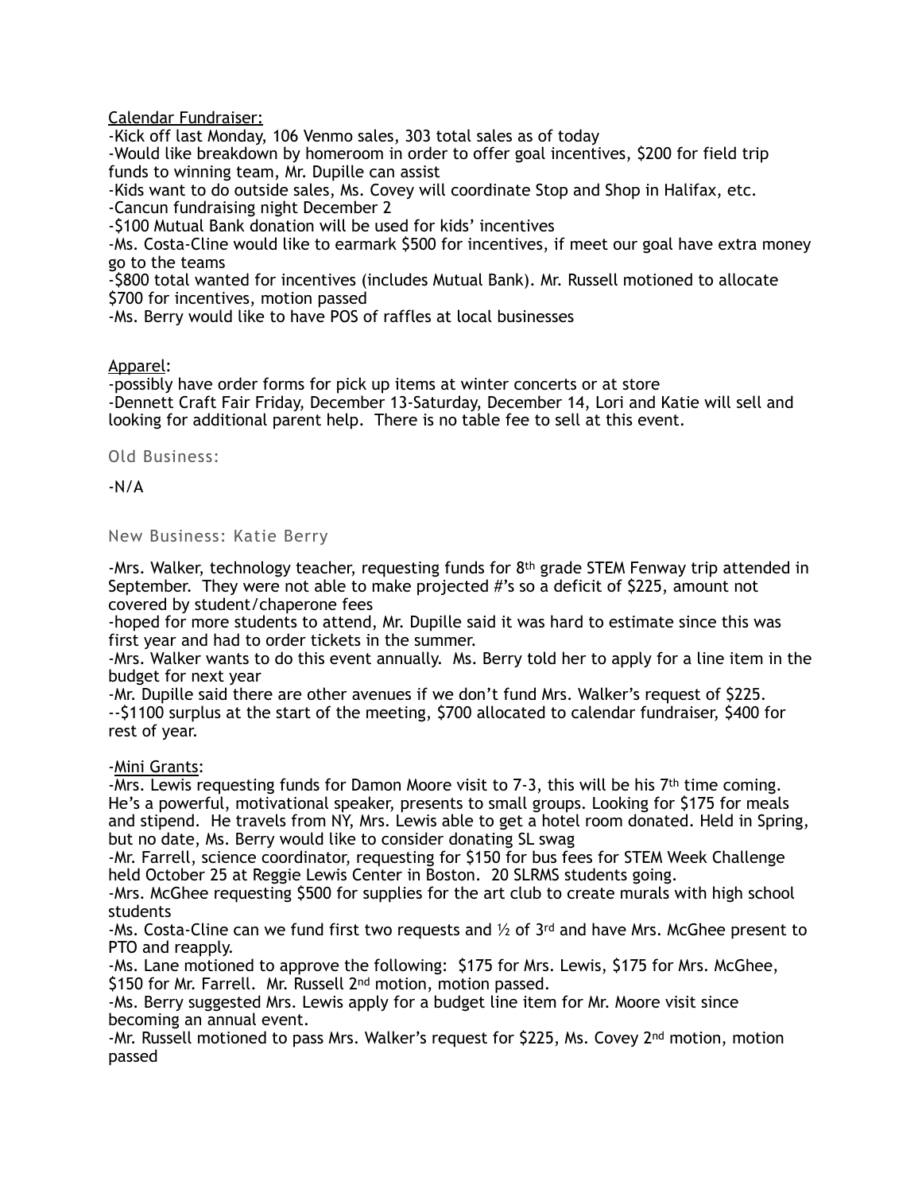Calendar Fundraiser:

-Kick off last Monday, 106 Venmo sales, 303 total sales as of today

-Would like breakdown by homeroom in order to offer goal incentives, $200 for field trip funds to winning team, Mr. Dupille can assist

-Kids want to do outside sales, Ms. Covey will coordinate Stop and Shop in Halifax, etc.

-Cancun fundraising night December 2

-$100 Mutual Bank donation will be used for kids' incentives

-Ms. Costa-Cline would like to earmark $500 for incentives, if meet our goal have extra money go to the teams

-$800 total wanted for incentives (includes Mutual Bank). Mr. Russell motioned to allocate $700 for incentives, motion passed

-Ms. Berry would like to have POS of raffles at local businesses

Apparel:

-possibly have order forms for pick up items at winter concerts or at store

-Dennett Craft Fair Friday, December 13-Saturday, December 14, Lori and Katie will sell and looking for additional parent help. There is no table fee to sell at this event.

## Old Business:

-N/A

## New Business: Katie Berry

-Mrs. Walker, technology teacher, requesting funds for 8th grade STEM Fenway trip attended in September. They were not able to make projected #'s so a deficit of $225, amount not covered by student/chaperone fees

-hoped for more students to attend, Mr. Dupille said it was hard to estimate since this was first year and had to order tickets in the summer.

-Mrs. Walker wants to do this event annually. Ms. Berry told her to apply for a line item in the budget for next year

-Mr. Dupille said there are other avenues if we don't fund Mrs. Walker's request of $225.

--$1100 surplus at the start of the meeting, $700 allocated to calendar fundraiser, $400 for rest of year.

-Mini Grants:

-Mrs. Lewis requesting funds for Damon Moore visit to 7-3, this will be his 7th time coming. He's a powerful, motivational speaker, presents to small groups. Looking for $175 for meals and stipend. He travels from NY, Mrs. Lewis able to get a hotel room donated. Held in Spring, but no date, Ms. Berry would like to consider donating SL swag

-Mr. Farrell, science coordinator, requesting for $150 for bus fees for STEM Week Challenge held October 25 at Reggie Lewis Center in Boston. 20 SLRMS students going.

-Mrs. McGhee requesting $500 for supplies for the art club to create murals with high school students

-Ms. Costa-Cline can we fund first two requests and ½ of 3rd and have Mrs. McGhee present to PTO and reapply.

-Ms. Lane motioned to approve the following: $175 for Mrs. Lewis, $175 for Mrs. McGhee, $150 for Mr. Farrell. Mr. Russell 2nd motion, motion passed.

-Ms. Berry suggested Mrs. Lewis apply for a budget line item for Mr. Moore visit since becoming an annual event.

-Mr. Russell motioned to pass Mrs. Walker's request for $225, Ms. Covey 2nd motion, motion passed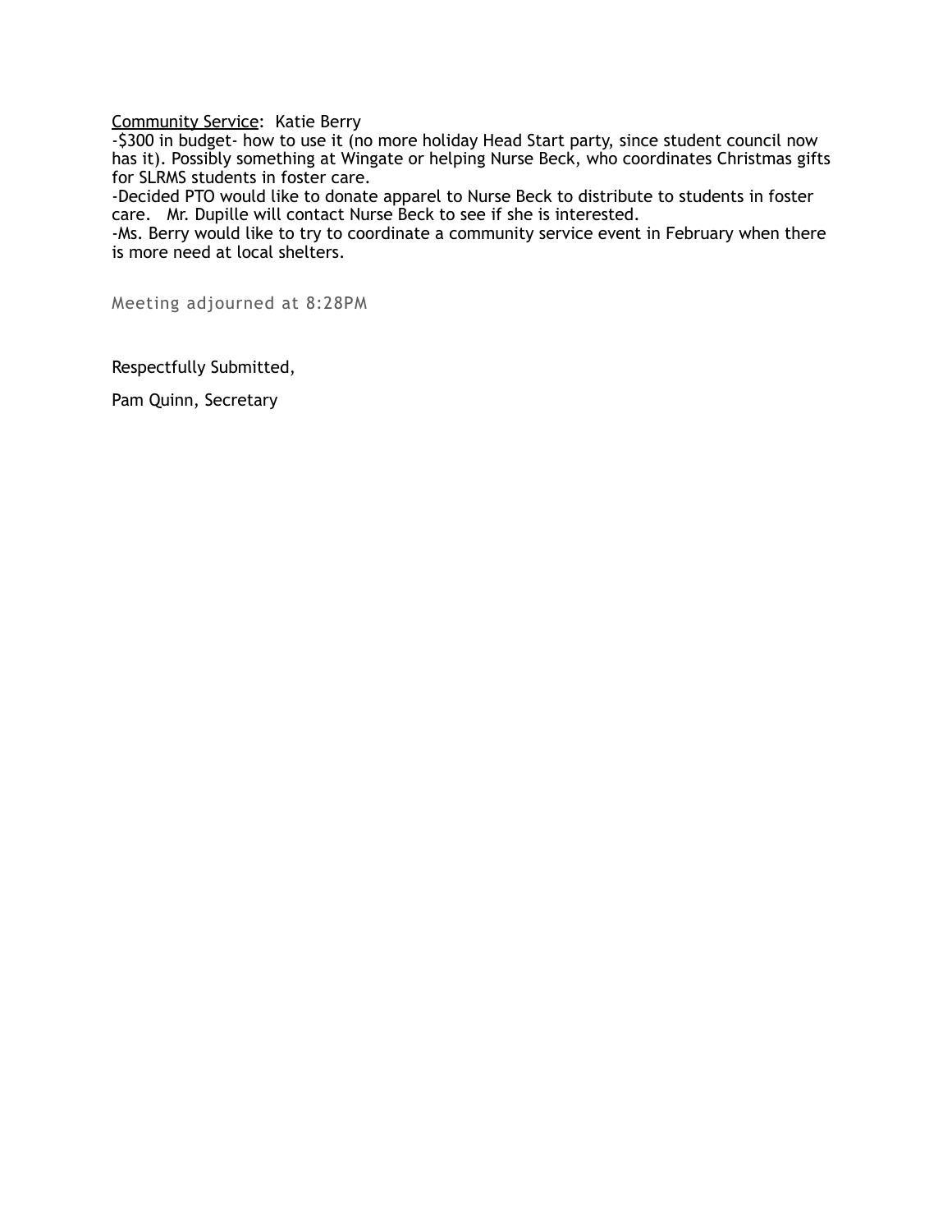Community Service:  Katie Berry

-$300 in budget- how to use it (no more holiday Head Start party, since student council now has it). Possibly something at Wingate or helping Nurse Beck, who coordinates Christmas gifts for SLRMS students in foster care.

-Decided PTO would like to donate apparel to Nurse Beck to distribute to students in foster care.   Mr. Dupille will contact Nurse Beck to see if she is interested.

-Ms. Berry would like to try to coordinate a community service event in February when there is more need at local shelters.

Meeting adjourned at 8:28PM

Respectfully Submitted,

Pam Quinn, Secretary